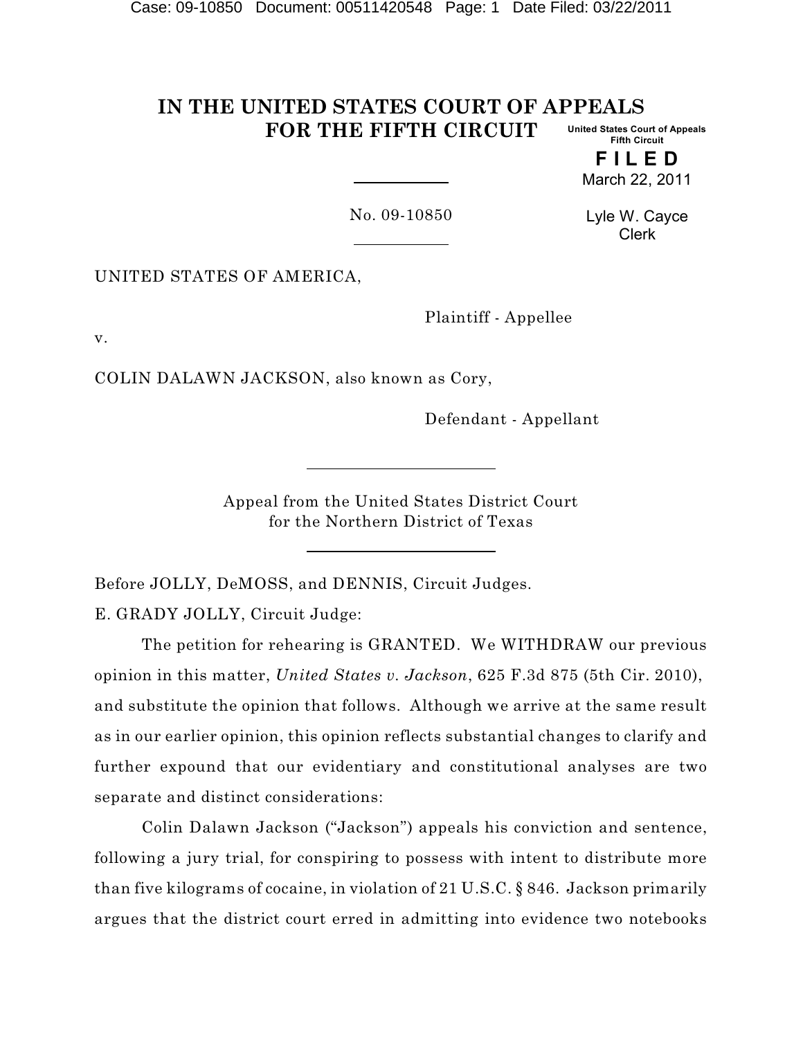# IN THE UNITED STATES COURT OF APPEALS FOR THE FIFTH CIRCUIT

United States Court of Appeals
Fifth Circuit

**F I L E D**

March 22, 2011

Lyle W. Cayce
Clerk

No. 09-10850

UNITED STATES OF AMERICA,

Plaintiff - Appellee

v.

COLIN DALAWN JACKSON, also known as Cory,

Defendant - Appellant

Appeal from the United States District Court
for the Northern District of Texas

Before JOLLY, DeMOSS, and DENNIS, Circuit Judges.

E. GRADY JOLLY, Circuit Judge:

The petition for rehearing is GRANTED. We WITHDRAW our previous opinion in this matter, *United States v. Jackson*, 625 F.3d 875 (5th Cir. 2010), and substitute the opinion that follows. Although we arrive at the same result as in our earlier opinion, this opinion reflects substantial changes to clarify and further expound that our evidentiary and constitutional analyses are two separate and distinct considerations:

Colin Dalawn Jackson ("Jackson") appeals his conviction and sentence, following a jury trial, for conspiring to possess with intent to distribute more than five kilograms of cocaine, in violation of 21 U.S.C. § 846. Jackson primarily argues that the district court erred in admitting into evidence two notebooks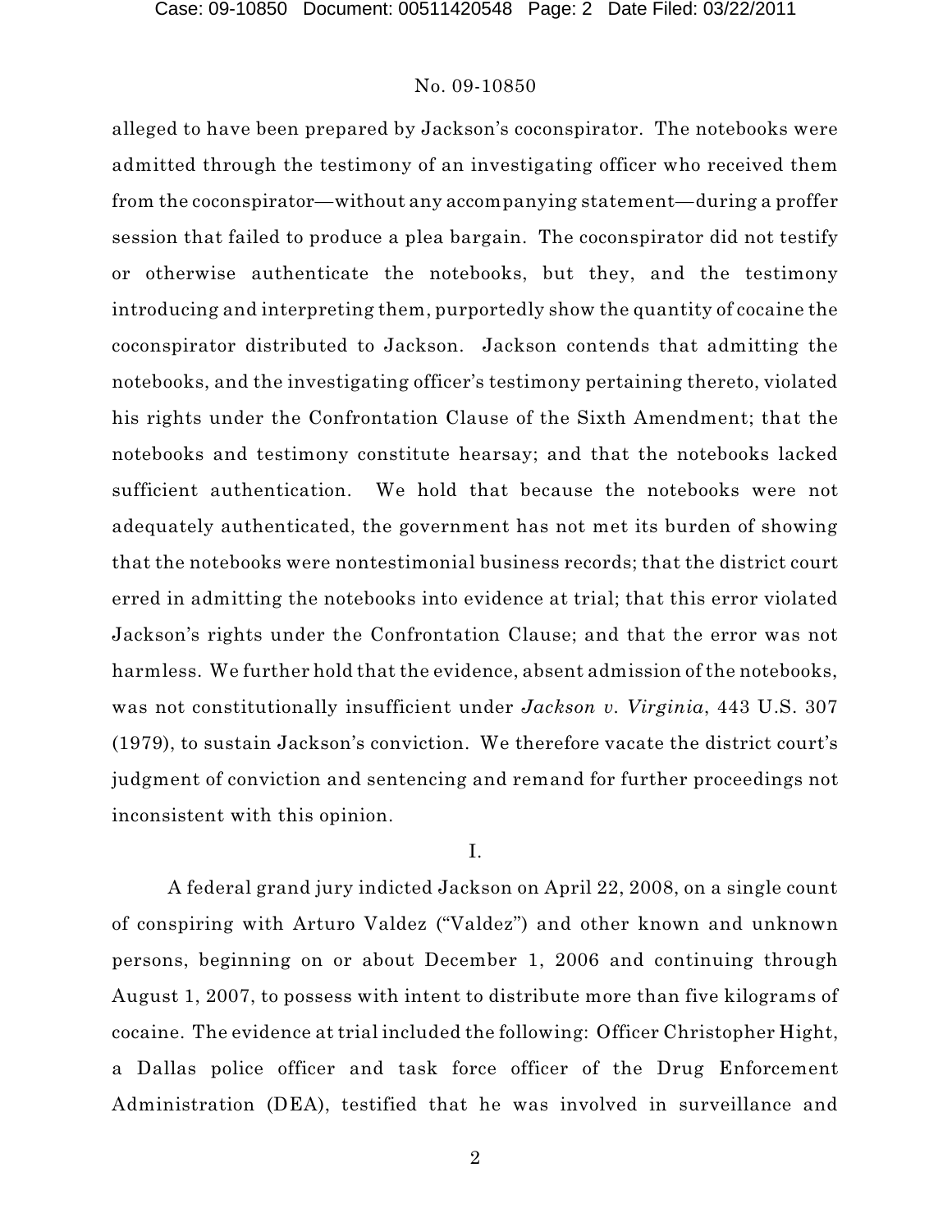alleged to have been prepared by Jackson's coconspirator. The notebooks were admitted through the testimony of an investigating officer who received them from the coconspirator—without any accompanying statement—during a proffer session that failed to produce a plea bargain. The coconspirator did not testify or otherwise authenticate the notebooks, but they, and the testimony introducing and interpreting them, purportedly show the quantity of cocaine the coconspirator distributed to Jackson. Jackson contends that admitting the notebooks, and the investigating officer's testimony pertaining thereto, violated his rights under the Confrontation Clause of the Sixth Amendment; that the notebooks and testimony constitute hearsay; and that the notebooks lacked sufficient authentication. We hold that because the notebooks were not adequately authenticated, the government has not met its burden of showing that the notebooks were nontestimonial business records; that the district court erred in admitting the notebooks into evidence at trial; that this error violated Jackson's rights under the Confrontation Clause; and that the error was not harmless. We further hold that the evidence, absent admission of the notebooks, was not constitutionally insufficient under *Jackson v. Virginia*, 443 U.S. 307 (1979), to sustain Jackson's conviction. We therefore vacate the district court's judgment of conviction and sentencing and remand for further proceedings not inconsistent with this opinion.

## I.

A federal grand jury indicted Jackson on April 22, 2008, on a single count of conspiring with Arturo Valdez ("Valdez") and other known and unknown persons, beginning on or about December 1, 2006 and continuing through August 1, 2007, to possess with intent to distribute more than five kilograms of cocaine. The evidence at trial included the following: Officer Christopher Hight, a Dallas police officer and task force officer of the Drug Enforcement Administration (DEA), testified that he was involved in surveillance and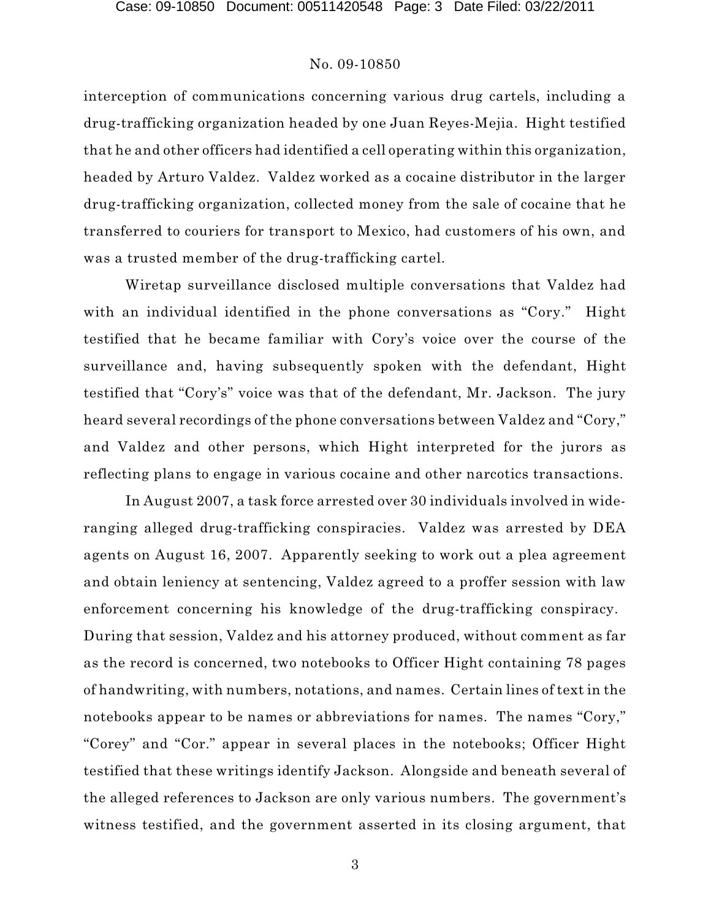interception of communications concerning various drug cartels, including a drug-trafficking organization headed by one Juan Reyes-Mejia. Hight testified that he and other officers had identified a cell operating within this organization, headed by Arturo Valdez. Valdez worked as a cocaine distributor in the larger drug-trafficking organization, collected money from the sale of cocaine that he transferred to couriers for transport to Mexico, had customers of his own, and was a trusted member of the drug-trafficking cartel.

Wiretap surveillance disclosed multiple conversations that Valdez had with an individual identified in the phone conversations as "Cory." Hight testified that he became familiar with Cory's voice over the course of the surveillance and, having subsequently spoken with the defendant, Hight testified that "Cory's" voice was that of the defendant, Mr. Jackson. The jury heard several recordings of the phone conversations between Valdez and "Cory," and Valdez and other persons, which Hight interpreted for the jurors as reflecting plans to engage in various cocaine and other narcotics transactions.

In August 2007, a task force arrested over 30 individuals involved in wide-ranging alleged drug-trafficking conspiracies. Valdez was arrested by DEA agents on August 16, 2007. Apparently seeking to work out a plea agreement and obtain leniency at sentencing, Valdez agreed to a proffer session with law enforcement concerning his knowledge of the drug-trafficking conspiracy. During that session, Valdez and his attorney produced, without comment as far as the record is concerned, two notebooks to Officer Hight containing 78 pages of handwriting, with numbers, notations, and names. Certain lines of text in the notebooks appear to be names or abbreviations for names. The names "Cory," "Corey" and "Cor." appear in several places in the notebooks; Officer Hight testified that these writings identify Jackson. Alongside and beneath several of the alleged references to Jackson are only various numbers. The government's witness testified, and the government asserted in its closing argument, that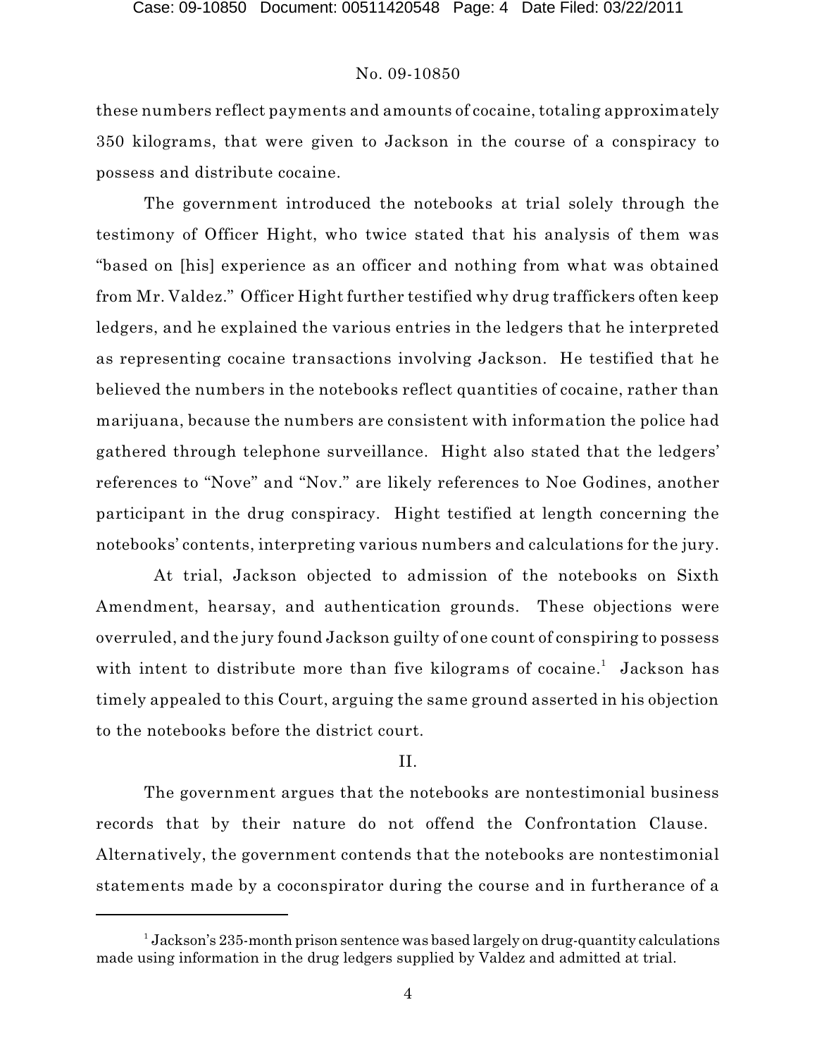these numbers reflect payments and amounts of cocaine, totaling approximately 350 kilograms, that were given to Jackson in the course of a conspiracy to possess and distribute cocaine.

The government introduced the notebooks at trial solely through the testimony of Officer Hight, who twice stated that his analysis of them was "based on [his] experience as an officer and nothing from what was obtained from Mr. Valdez." Officer Hight further testified why drug traffickers often keep ledgers, and he explained the various entries in the ledgers that he interpreted as representing cocaine transactions involving Jackson. He testified that he believed the numbers in the notebooks reflect quantities of cocaine, rather than marijuana, because the numbers are consistent with information the police had gathered through telephone surveillance. Hight also stated that the ledgers' references to "Nove" and "Nov." are likely references to Noe Godines, another participant in the drug conspiracy. Hight testified at length concerning the notebooks' contents, interpreting various numbers and calculations for the jury.

At trial, Jackson objected to admission of the notebooks on Sixth Amendment, hearsay, and authentication grounds. These objections were overruled, and the jury found Jackson guilty of one count of conspiring to possess with intent to distribute more than five kilograms of cocaine.[1] Jackson has timely appealed to this Court, arguing the same ground asserted in his objection to the notebooks before the district court.

## II.

The government argues that the notebooks are nontestimonial business records that by their nature do not offend the Confrontation Clause. Alternatively, the government contends that the notebooks are nontestimonial statements made by a coconspirator during the course and in furtherance of a

---

[1] Jackson's 235-month prison sentence was based largely on drug-quantity calculations made using information in the drug ledgers supplied by Valdez and admitted at trial.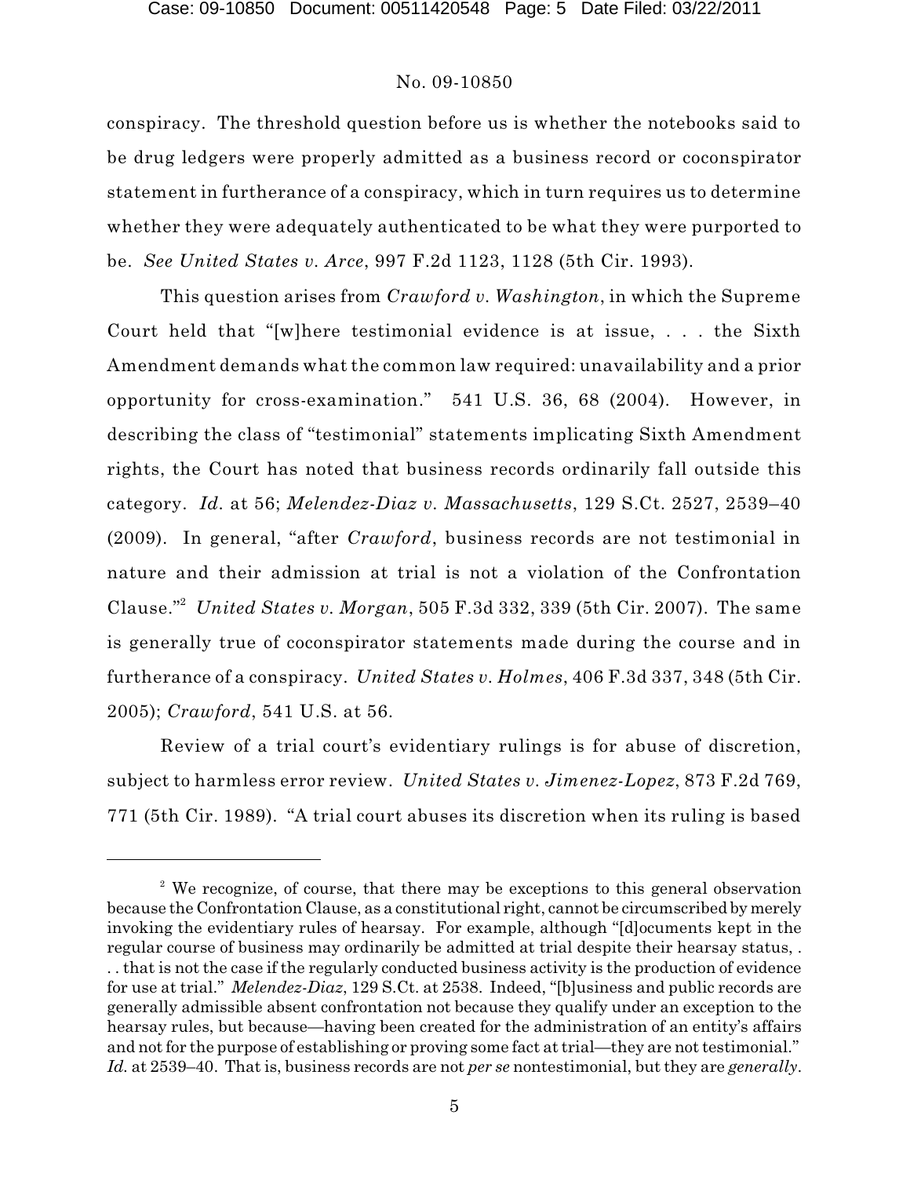conspiracy. The threshold question before us is whether the notebooks said to be drug ledgers were properly admitted as a business record or coconspirator statement in furtherance of a conspiracy, which in turn requires us to determine whether they were adequately authenticated to be what they were purported to be. *See United States v. Arce*, 997 F.2d 1123, 1128 (5th Cir. 1993).

This question arises from *Crawford v. Washington*, in which the Supreme Court held that "[w]here testimonial evidence is at issue, . . . the Sixth Amendment demands what the common law required: unavailability and a prior opportunity for cross-examination." 541 U.S. 36, 68 (2004). However, in describing the class of "testimonial" statements implicating Sixth Amendment rights, the Court has noted that business records ordinarily fall outside this category. *Id.* at 56; *Melendez-Diaz v. Massachusetts*, 129 S.Ct. 2527, 2539–40 (2009). In general, "after *Crawford*, business records are not testimonial in nature and their admission at trial is not a violation of the Confrontation Clause."[2] *United States v. Morgan*, 505 F.3d 332, 339 (5th Cir. 2007). The same is generally true of coconspirator statements made during the course and in furtherance of a conspiracy. *United States v. Holmes*, 406 F.3d 337, 348 (5th Cir. 2005); *Crawford*, 541 U.S. at 56.

Review of a trial court's evidentiary rulings is for abuse of discretion, subject to harmless error review. *United States v. Jimenez-Lopez*, 873 F.2d 769, 771 (5th Cir. 1989). "A trial court abuses its discretion when its ruling is based

---

[2] We recognize, of course, that there may be exceptions to this general observation because the Confrontation Clause, as a constitutional right, cannot be circumscribed by merely invoking the evidentiary rules of hearsay. For example, although "[d]ocuments kept in the regular course of business may ordinarily be admitted at trial despite their hearsay status, . . . that is not the case if the regularly conducted business activity is the production of evidence for use at trial." *Melendez-Diaz*, 129 S.Ct. at 2538. Indeed, "[b]usiness and public records are generally admissible absent confrontation not because they qualify under an exception to the hearsay rules, but because—having been created for the administration of an entity's affairs and not for the purpose of establishing or proving some fact at trial—they are not testimonial." *Id.* at 2539–40. That is, business records are not *per se* nontestimonial, but they are *generally*.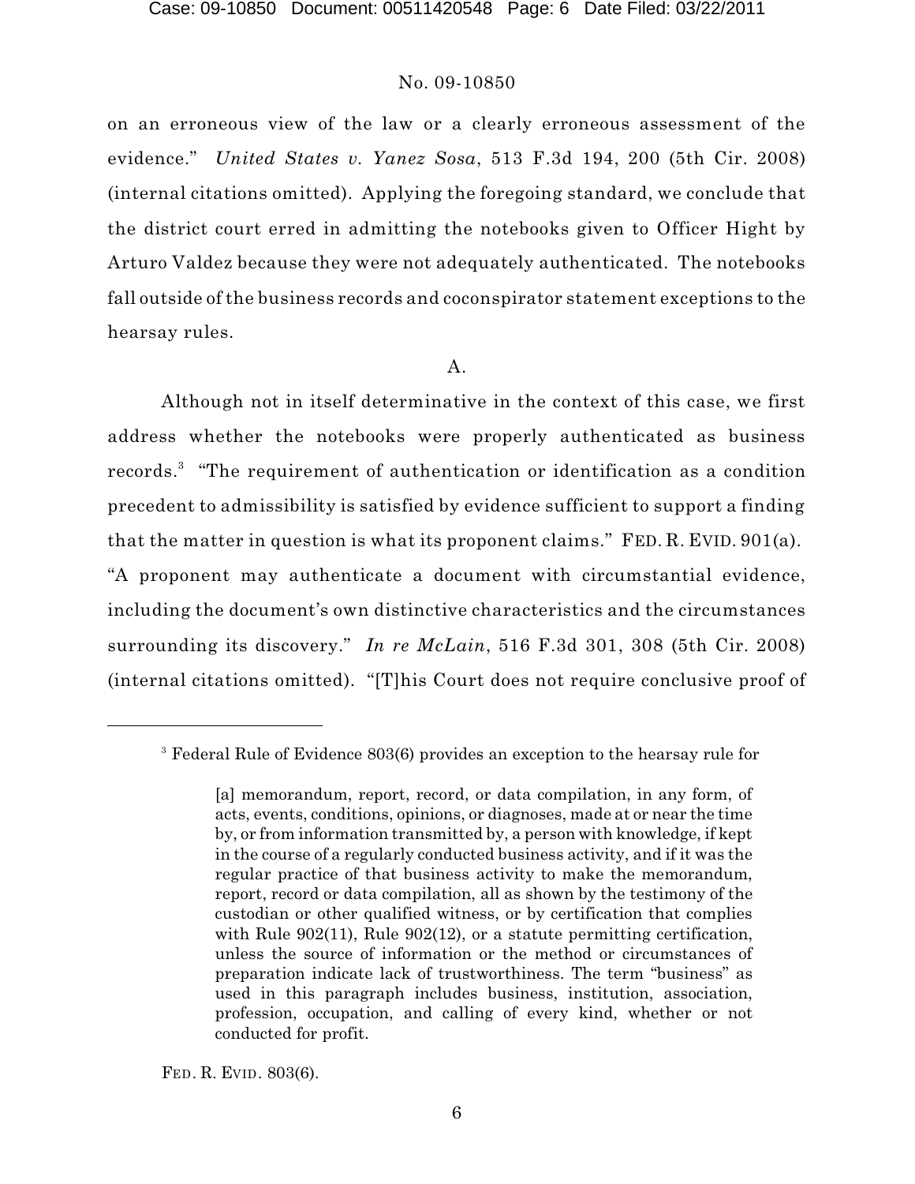on an erroneous view of the law or a clearly erroneous assessment of the evidence." *United States v. Yanez Sosa*, 513 F.3d 194, 200 (5th Cir. 2008) (internal citations omitted). Applying the foregoing standard, we conclude that the district court erred in admitting the notebooks given to Officer Hight by Arturo Valdez because they were not adequately authenticated. The notebooks fall outside of the business records and coconspirator statement exceptions to the hearsay rules.

A.

Although not in itself determinative in the context of this case, we first address whether the notebooks were properly authenticated as business records.[3] "The requirement of authentication or identification as a condition precedent to admissibility is satisfied by evidence sufficient to support a finding that the matter in question is what its proponent claims." FED. R. EVID. 901(a). "A proponent may authenticate a document with circumstantial evidence, including the document's own distinctive characteristics and the circumstances surrounding its discovery." *In re McLain*, 516 F.3d 301, 308 (5th Cir. 2008) (internal citations omitted). "[T]his Court does not require conclusive proof of

---

[3] Federal Rule of Evidence 803(6) provides an exception to the hearsay rule for

> [a] memorandum, report, record, or data compilation, in any form, of acts, events, conditions, opinions, or diagnoses, made at or near the time by, or from information transmitted by, a person with knowledge, if kept in the course of a regularly conducted business activity, and if it was the regular practice of that business activity to make the memorandum, report, record or data compilation, all as shown by the testimony of the custodian or other qualified witness, or by certification that complies with Rule 902(11), Rule 902(12), or a statute permitting certification, unless the source of information or the method or circumstances of preparation indicate lack of trustworthiness. The term "business" as used in this paragraph includes business, institution, association, profession, occupation, and calling of every kind, whether or not conducted for profit.

FED. R. EVID. 803(6).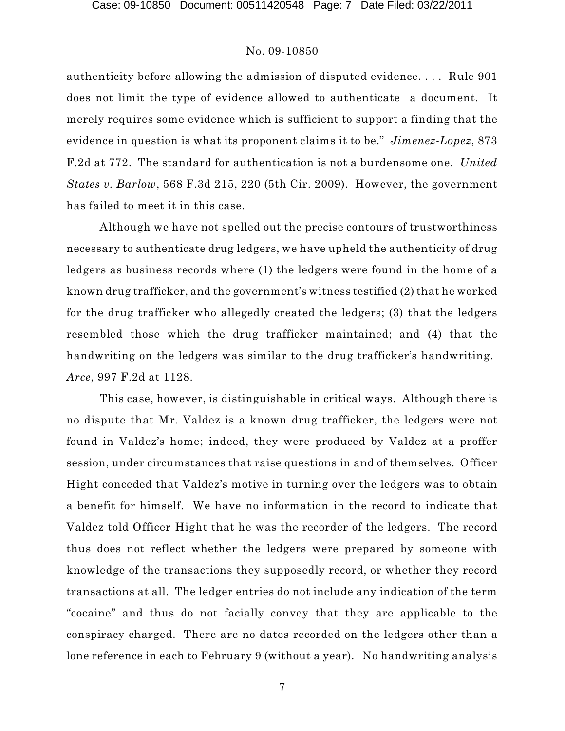authenticity before allowing the admission of disputed evidence. . . . Rule 901 does not limit the type of evidence allowed to authenticate a document. It merely requires some evidence which is sufficient to support a finding that the evidence in question is what its proponent claims it to be." *Jimenez-Lopez*, 873 F.2d at 772. The standard for authentication is not a burdensome one. *United States v. Barlow*, 568 F.3d 215, 220 (5th Cir. 2009). However, the government has failed to meet it in this case.

Although we have not spelled out the precise contours of trustworthiness necessary to authenticate drug ledgers, we have upheld the authenticity of drug ledgers as business records where (1) the ledgers were found in the home of a known drug trafficker, and the government's witness testified (2) that he worked for the drug trafficker who allegedly created the ledgers; (3) that the ledgers resembled those which the drug trafficker maintained; and (4) that the handwriting on the ledgers was similar to the drug trafficker's handwriting. *Arce*, 997 F.2d at 1128.

This case, however, is distinguishable in critical ways. Although there is no dispute that Mr. Valdez is a known drug trafficker, the ledgers were not found in Valdez's home; indeed, they were produced by Valdez at a proffer session, under circumstances that raise questions in and of themselves. Officer Hight conceded that Valdez's motive in turning over the ledgers was to obtain a benefit for himself. We have no information in the record to indicate that Valdez told Officer Hight that he was the recorder of the ledgers. The record thus does not reflect whether the ledgers were prepared by someone with knowledge of the transactions they supposedly record, or whether they record transactions at all. The ledger entries do not include any indication of the term "cocaine" and thus do not facially convey that they are applicable to the conspiracy charged. There are no dates recorded on the ledgers other than a lone reference in each to February 9 (without a year). No handwriting analysis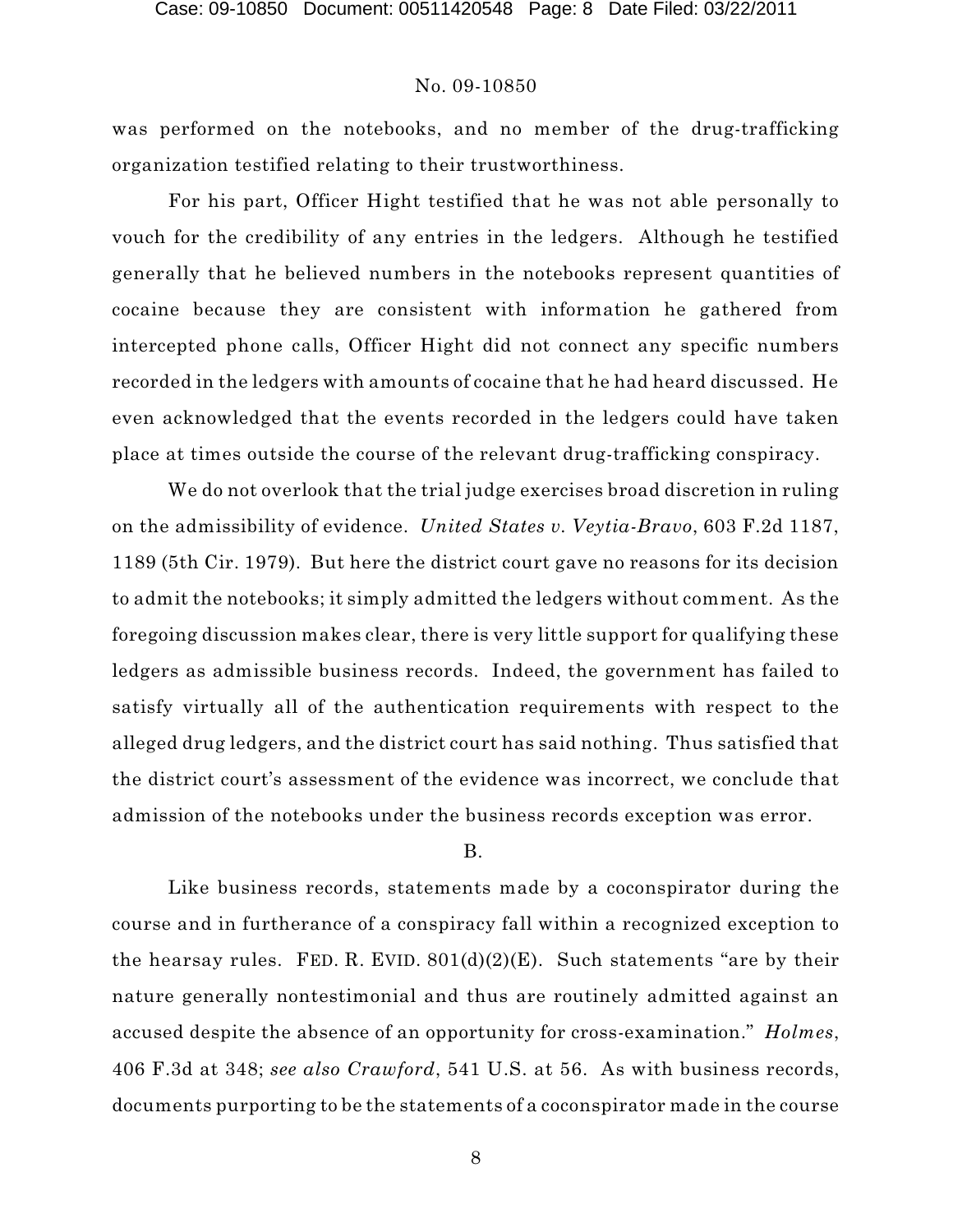was performed on the notebooks, and no member of the drug-trafficking organization testified relating to their trustworthiness.

For his part, Officer Hight testified that he was not able personally to vouch for the credibility of any entries in the ledgers. Although he testified generally that he believed numbers in the notebooks represent quantities of cocaine because they are consistent with information he gathered from intercepted phone calls, Officer Hight did not connect any specific numbers recorded in the ledgers with amounts of cocaine that he had heard discussed. He even acknowledged that the events recorded in the ledgers could have taken place at times outside the course of the relevant drug-trafficking conspiracy.

We do not overlook that the trial judge exercises broad discretion in ruling on the admissibility of evidence. *United States v. Veytia-Bravo*, 603 F.2d 1187, 1189 (5th Cir. 1979). But here the district court gave no reasons for its decision to admit the notebooks; it simply admitted the ledgers without comment. As the foregoing discussion makes clear, there is very little support for qualifying these ledgers as admissible business records. Indeed, the government has failed to satisfy virtually all of the authentication requirements with respect to the alleged drug ledgers, and the district court has said nothing. Thus satisfied that the district court's assessment of the evidence was incorrect, we conclude that admission of the notebooks under the business records exception was error.

B.

Like business records, statements made by a coconspirator during the course and in furtherance of a conspiracy fall within a recognized exception to the hearsay rules. FED. R. EVID. 801(d)(2)(E). Such statements "are by their nature generally nontestimonial and thus are routinely admitted against an accused despite the absence of an opportunity for cross-examination." *Holmes*, 406 F.3d at 348; *see also Crawford*, 541 U.S. at 56. As with business records, documents purporting to be the statements of a coconspirator made in the course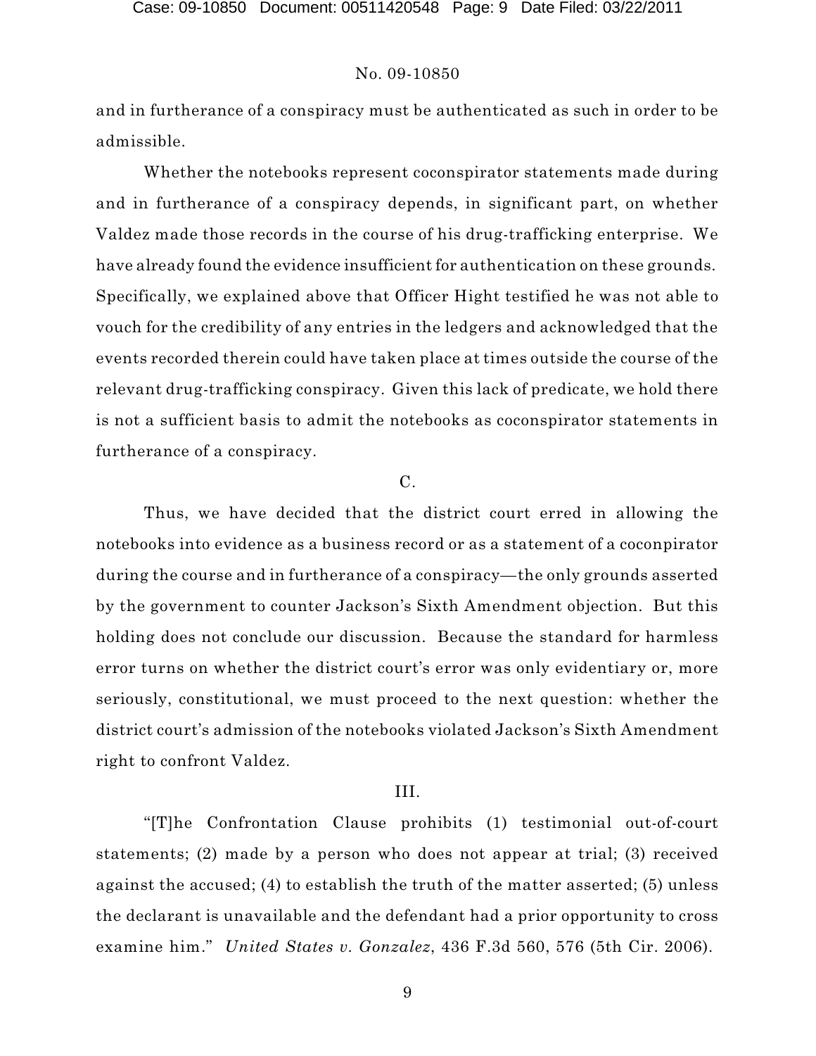and in furtherance of a conspiracy must be authenticated as such in order to be admissible.

Whether the notebooks represent coconspirator statements made during and in furtherance of a conspiracy depends, in significant part, on whether Valdez made those records in the course of his drug-trafficking enterprise. We have already found the evidence insufficient for authentication on these grounds. Specifically, we explained above that Officer Hight testified he was not able to vouch for the credibility of any entries in the ledgers and acknowledged that the events recorded therein could have taken place at times outside the course of the relevant drug-trafficking conspiracy. Given this lack of predicate, we hold there is not a sufficient basis to admit the notebooks as coconspirator statements in furtherance of a conspiracy.

C.

Thus, we have decided that the district court erred in allowing the notebooks into evidence as a business record or as a statement of a coconpirator during the course and in furtherance of a conspiracy—the only grounds asserted by the government to counter Jackson's Sixth Amendment objection. But this holding does not conclude our discussion. Because the standard for harmless error turns on whether the district court's error was only evidentiary or, more seriously, constitutional, we must proceed to the next question: whether the district court's admission of the notebooks violated Jackson's Sixth Amendment right to confront Valdez.

III.

"[T]he Confrontation Clause prohibits (1) testimonial out-of-court statements; (2) made by a person who does not appear at trial; (3) received against the accused; (4) to establish the truth of the matter asserted; (5) unless the declarant is unavailable and the defendant had a prior opportunity to cross examine him." *United States v. Gonzalez*, 436 F.3d 560, 576 (5th Cir. 2006).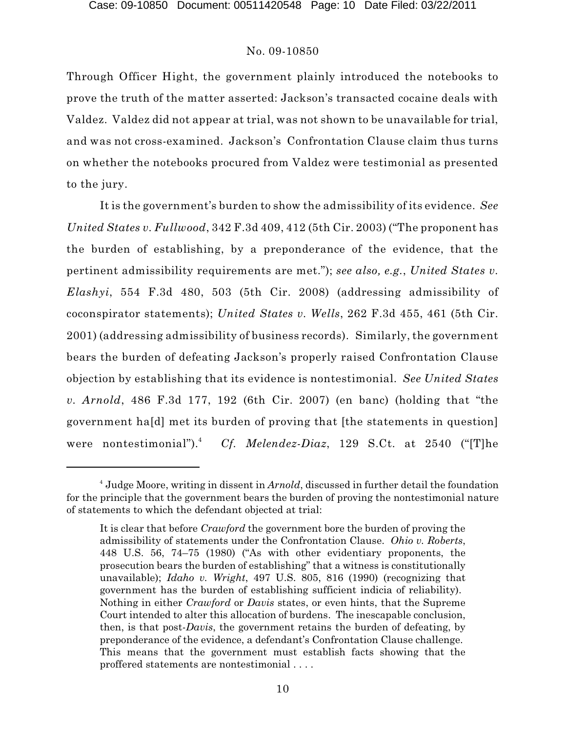Through Officer Hight, the government plainly introduced the notebooks to prove the truth of the matter asserted: Jackson's transacted cocaine deals with Valdez. Valdez did not appear at trial, was not shown to be unavailable for trial, and was not cross-examined. Jackson's Confrontation Clause claim thus turns on whether the notebooks procured from Valdez were testimonial as presented to the jury.

It is the government's burden to show the admissibility of its evidence. *See United States v. Fullwood*, 342 F.3d 409, 412 (5th Cir. 2003) ("The proponent has the burden of establishing, by a preponderance of the evidence, that the pertinent admissibility requirements are met."); *see also, e.g.*, *United States v. Elashyi*, 554 F.3d 480, 503 (5th Cir. 2008) (addressing admissibility of coconspirator statements); *United States v. Wells*, 262 F.3d 455, 461 (5th Cir. 2001) (addressing admissibility of business records). Similarly, the government bears the burden of defeating Jackson's properly raised Confrontation Clause objection by establishing that its evidence is nontestimonial. *See United States v. Arnold*, 486 F.3d 177, 192 (6th Cir. 2007) (en banc) (holding that "the government ha[d] met its burden of proving that [the statements in question] were nontestimonial").[4] *Cf. Melendez-Diaz*, 129 S.Ct. at 2540 ("[T]he

---

[4] Judge Moore, writing in dissent in *Arnold*, discussed in further detail the foundation for the principle that the government bears the burden of proving the nontestimonial nature of statements to which the defendant objected at trial:

> It is clear that before *Crawford* the government bore the burden of proving the admissibility of statements under the Confrontation Clause. *Ohio v. Roberts*, 448 U.S. 56, 74–75 (1980) ("As with other evidentiary proponents, the prosecution bears the burden of establishing" that a witness is constitutionally unavailable); *Idaho v. Wright*, 497 U.S. 805, 816 (1990) (recognizing that government has the burden of establishing sufficient indicia of reliability). Nothing in either *Crawford* or *Davis* states, or even hints, that the Supreme Court intended to alter this allocation of burdens. The inescapable conclusion, then, is that post-*Davis*, the government retains the burden of defeating, by preponderance of the evidence, a defendant's Confrontation Clause challenge. This means that the government must establish facts showing that the proffered statements are nontestimonial . . . .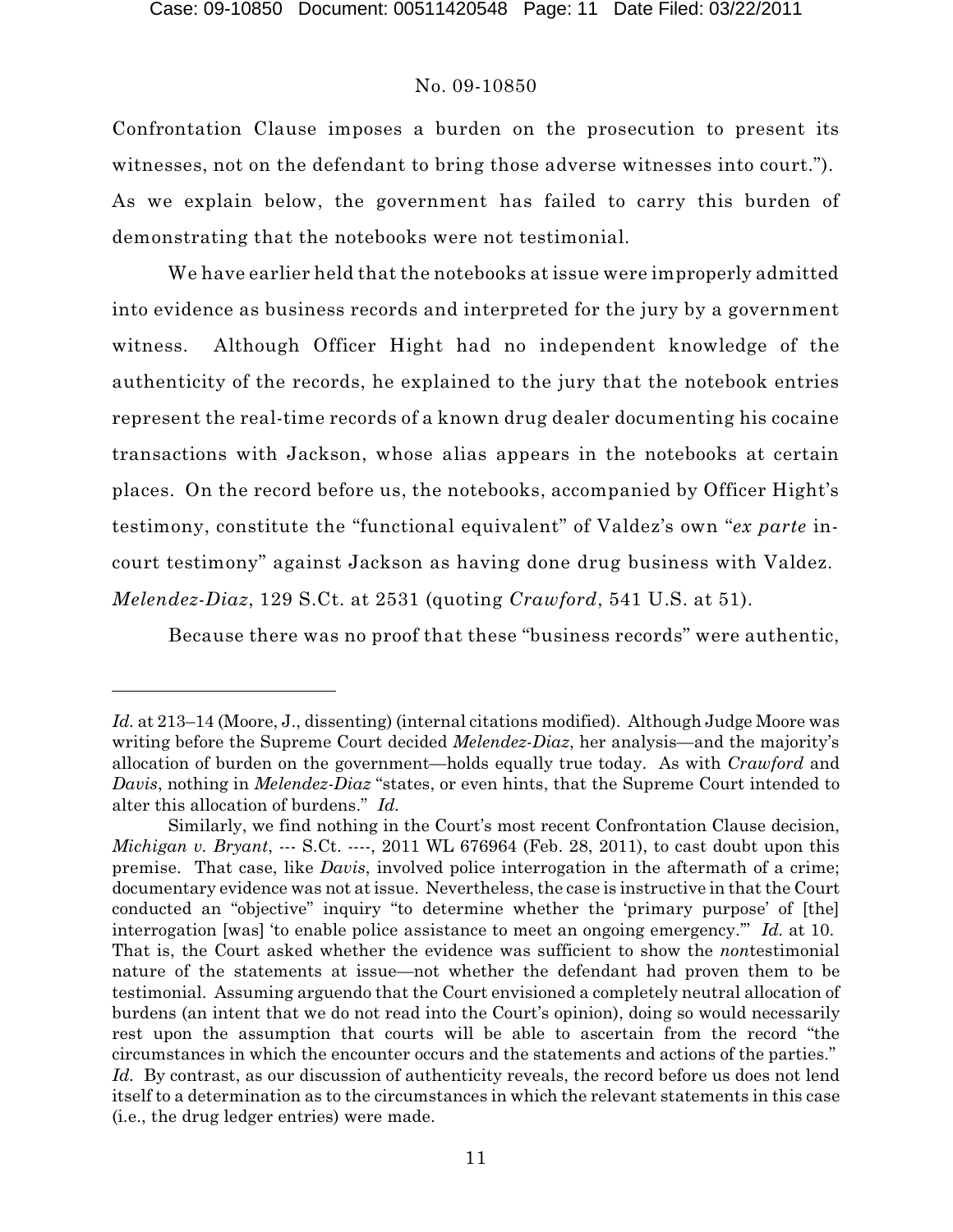Confrontation Clause imposes a burden on the prosecution to present its witnesses, not on the defendant to bring those adverse witnesses into court."). As we explain below, the government has failed to carry this burden of demonstrating that the notebooks were not testimonial.

We have earlier held that the notebooks at issue were improperly admitted into evidence as business records and interpreted for the jury by a government witness. Although Officer Hight had no independent knowledge of the authenticity of the records, he explained to the jury that the notebook entries represent the real-time records of a known drug dealer documenting his cocaine transactions with Jackson, whose alias appears in the notebooks at certain places. On the record before us, the notebooks, accompanied by Officer Hight's testimony, constitute the "functional equivalent" of Valdez's own "*ex parte* in-court testimony" against Jackson as having done drug business with Valdez. *Melendez-Diaz*, 129 S.Ct. at 2531 (quoting *Crawford*, 541 U.S. at 51).

Because there was no proof that these "business records" were authentic,

---

*Id.* at 213–14 (Moore, J., dissenting) (internal citations modified). Although Judge Moore was writing before the Supreme Court decided *Melendez-Diaz*, her analysis—and the majority's allocation of burden on the government—holds equally true today. As with *Crawford* and *Davis*, nothing in *Melendez-Diaz* "states, or even hints, that the Supreme Court intended to alter this allocation of burdens." *Id.*

Similarly, we find nothing in the Court's most recent Confrontation Clause decision, *Michigan v. Bryant*, --- S.Ct. ----, 2011 WL 676964 (Feb. 28, 2011), to cast doubt upon this premise. That case, like *Davis*, involved police interrogation in the aftermath of a crime; documentary evidence was not at issue. Nevertheless, the case is instructive in that the Court conducted an "objective" inquiry "to determine whether the 'primary purpose' of [the] interrogation [was] 'to enable police assistance to meet an ongoing emergency.'" *Id.* at 10. That is, the Court asked whether the evidence was sufficient to show the *non*testimonial nature of the statements at issue—not whether the defendant had proven them to be testimonial. Assuming arguendo that the Court envisioned a completely neutral allocation of burdens (an intent that we do not read into the Court's opinion), doing so would necessarily rest upon the assumption that courts will be able to ascertain from the record "the circumstances in which the encounter occurs and the statements and actions of the parties." *Id.* By contrast, as our discussion of authenticity reveals, the record before us does not lend itself to a determination as to the circumstances in which the relevant statements in this case (i.e., the drug ledger entries) were made.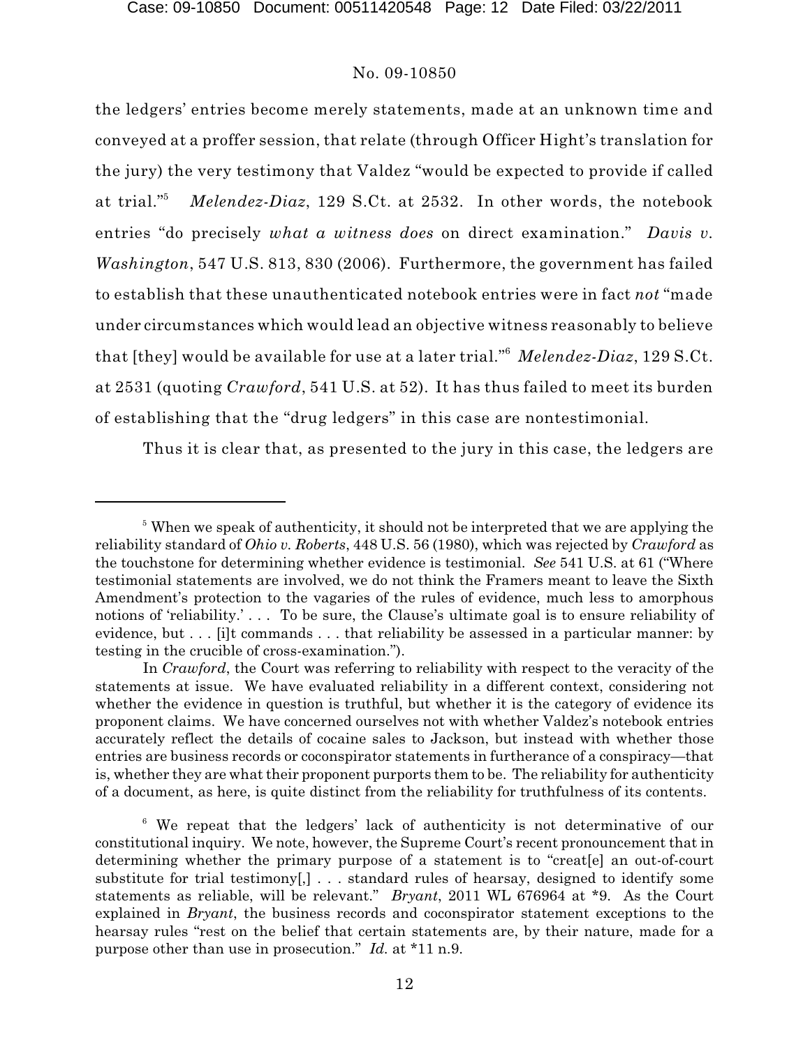the ledgers' entries become merely statements, made at an unknown time and conveyed at a proffer session, that relate (through Officer Hight's translation for the jury) the very testimony that Valdez "would be expected to provide if called at trial."[5] *Melendez-Diaz*, 129 S.Ct. at 2532. In other words, the notebook entries "do precisely *what a witness does* on direct examination." *Davis v. Washington*, 547 U.S. 813, 830 (2006). Furthermore, the government has failed to establish that these unauthenticated notebook entries were in fact *not* "made under circumstances which would lead an objective witness reasonably to believe that [they] would be available for use at a later trial."[6] *Melendez-Diaz*, 129 S.Ct. at 2531 (quoting *Crawford*, 541 U.S. at 52). It has thus failed to meet its burden of establishing that the "drug ledgers" in this case are nontestimonial.

Thus it is clear that, as presented to the jury in this case, the ledgers are

---

[5] When we speak of authenticity, it should not be interpreted that we are applying the reliability standard of *Ohio v. Roberts*, 448 U.S. 56 (1980), which was rejected by *Crawford* as the touchstone for determining whether evidence is testimonial. *See* 541 U.S. at 61 ("Where testimonial statements are involved, we do not think the Framers meant to leave the Sixth Amendment's protection to the vagaries of the rules of evidence, much less to amorphous notions of 'reliability.' . . . To be sure, the Clause's ultimate goal is to ensure reliability of evidence, but . . . [i]t commands . . . that reliability be assessed in a particular manner: by testing in the crucible of cross-examination.").

In *Crawford*, the Court was referring to reliability with respect to the veracity of the statements at issue. We have evaluated reliability in a different context, considering not whether the evidence in question is truthful, but whether it is the category of evidence its proponent claims. We have concerned ourselves not with whether Valdez's notebook entries accurately reflect the details of cocaine sales to Jackson, but instead with whether those entries are business records or coconspirator statements in furtherance of a conspiracy—that is, whether they are what their proponent purports them to be. The reliability for authenticity of a document, as here, is quite distinct from the reliability for truthfulness of its contents.

[6] We repeat that the ledgers' lack of authenticity is not determinative of our constitutional inquiry. We note, however, the Supreme Court's recent pronouncement that in determining whether the primary purpose of a statement is to "creat[e] an out-of-court substitute for trial testimony[,] . . . standard rules of hearsay, designed to identify some statements as reliable, will be relevant." *Bryant*, 2011 WL 676964 at *9. As the Court explained in *Bryant*, the business records and coconspirator statement exceptions to the hearsay rules "rest on the belief that certain statements are, by their nature, made for a purpose other than use in prosecution." *Id.* at *11 n.9.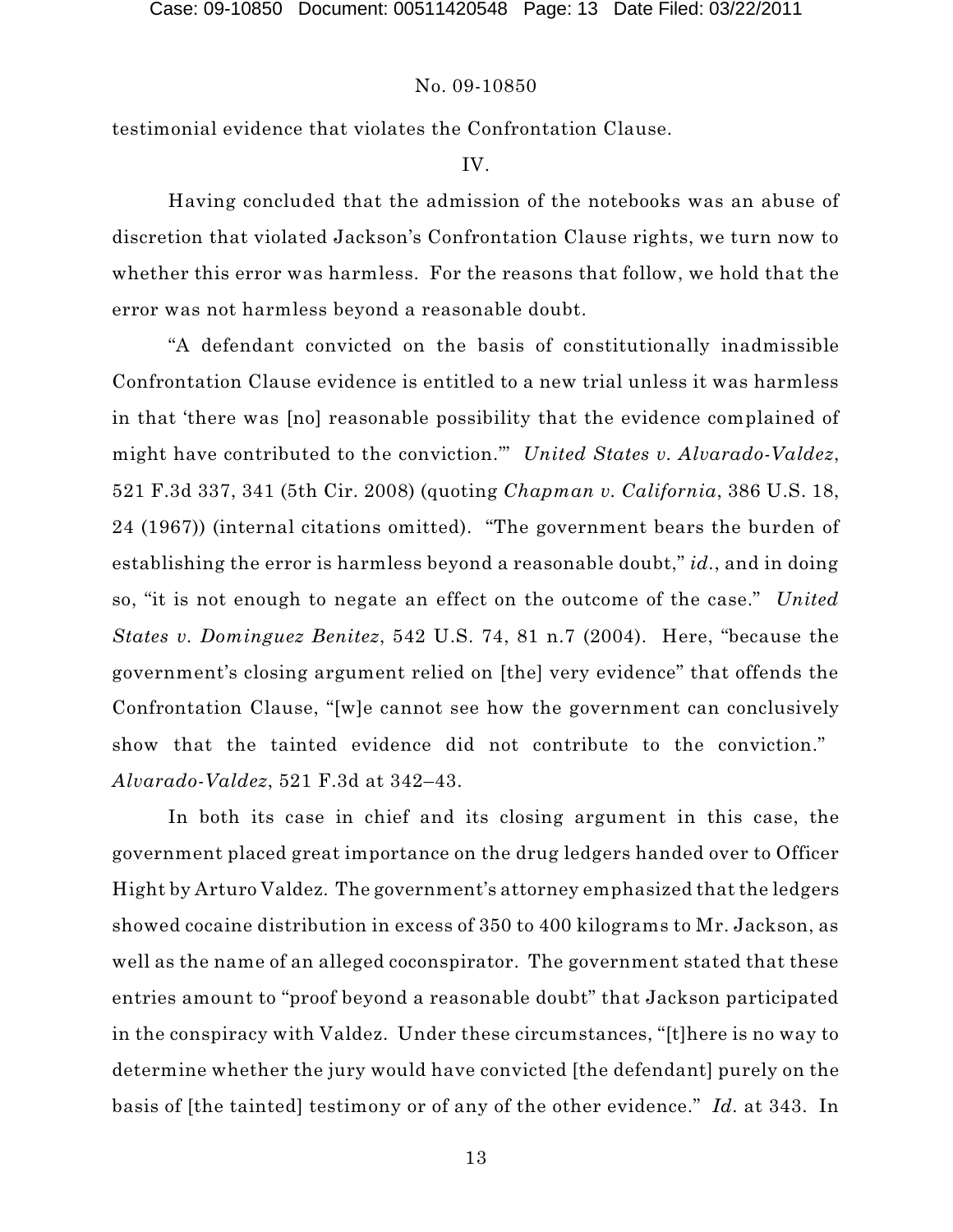testimonial evidence that violates the Confrontation Clause.

IV.

Having concluded that the admission of the notebooks was an abuse of discretion that violated Jackson's Confrontation Clause rights, we turn now to whether this error was harmless. For the reasons that follow, we hold that the error was not harmless beyond a reasonable doubt.

"A defendant convicted on the basis of constitutionally inadmissible Confrontation Clause evidence is entitled to a new trial unless it was harmless in that 'there was [no] reasonable possibility that the evidence complained of might have contributed to the conviction.'" *United States v. Alvarado-Valdez*, 521 F.3d 337, 341 (5th Cir. 2008) (quoting *Chapman v. California*, 386 U.S. 18, 24 (1967)) (internal citations omitted). "The government bears the burden of establishing the error is harmless beyond a reasonable doubt," *id.*, and in doing so, "it is not enough to negate an effect on the outcome of the case." *United States v. Dominguez Benitez*, 542 U.S. 74, 81 n.7 (2004). Here, "because the government's closing argument relied on [the] very evidence" that offends the Confrontation Clause, "[w]e cannot see how the government can conclusively show that the tainted evidence did not contribute to the conviction." *Alvarado-Valdez*, 521 F.3d at 342–43.

In both its case in chief and its closing argument in this case, the government placed great importance on the drug ledgers handed over to Officer Hight by Arturo Valdez. The government's attorney emphasized that the ledgers showed cocaine distribution in excess of 350 to 400 kilograms to Mr. Jackson, as well as the name of an alleged coconspirator. The government stated that these entries amount to "proof beyond a reasonable doubt" that Jackson participated in the conspiracy with Valdez. Under these circumstances, "[t]here is no way to determine whether the jury would have convicted [the defendant] purely on the basis of [the tainted] testimony or of any of the other evidence." *Id.* at 343. In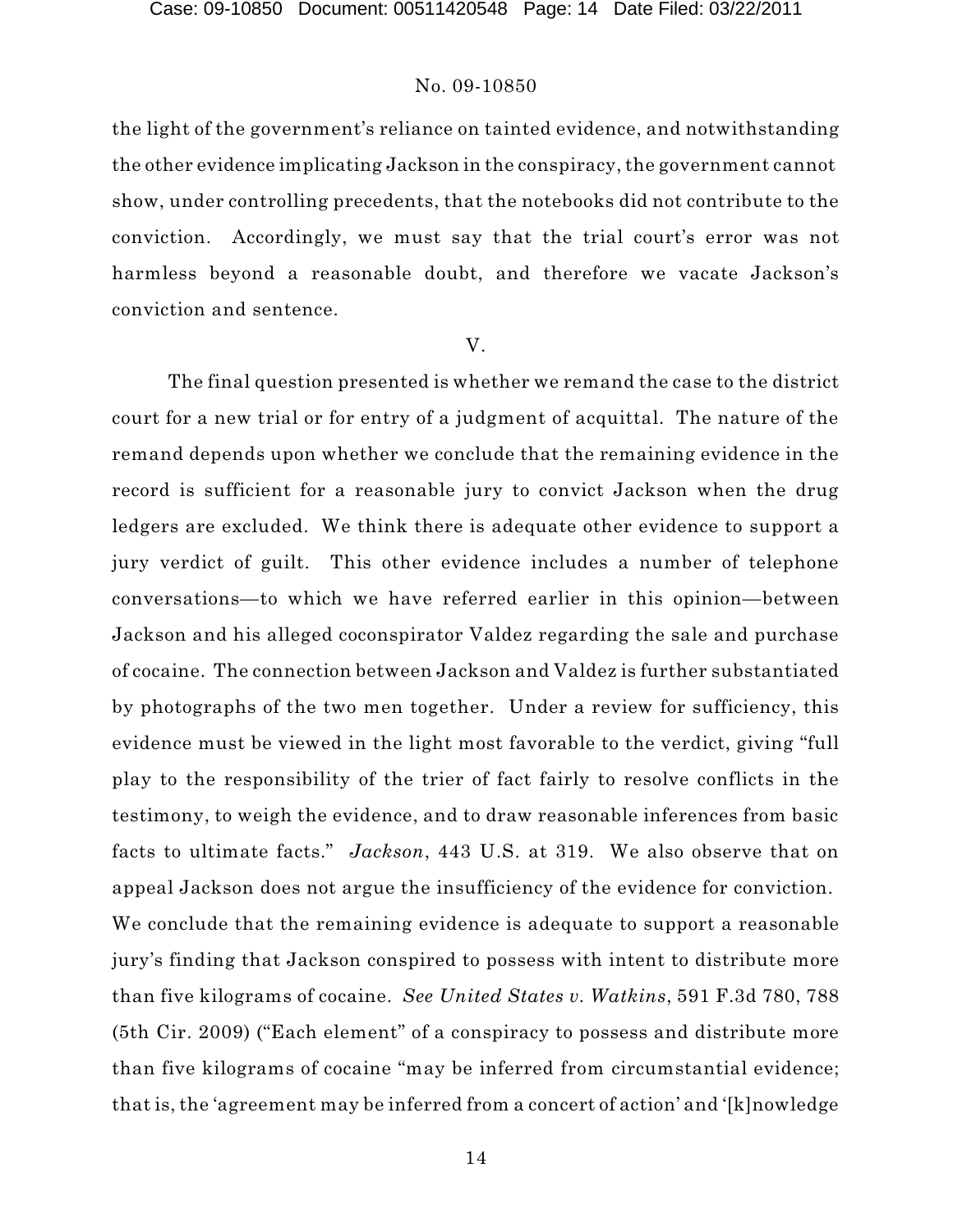the light of the government's reliance on tainted evidence, and notwithstanding the other evidence implicating Jackson in the conspiracy, the government cannot show, under controlling precedents, that the notebooks did not contribute to the conviction. Accordingly, we must say that the trial court's error was not harmless beyond a reasonable doubt, and therefore we vacate Jackson's conviction and sentence.

## V.

The final question presented is whether we remand the case to the district court for a new trial or for entry of a judgment of acquittal. The nature of the remand depends upon whether we conclude that the remaining evidence in the record is sufficient for a reasonable jury to convict Jackson when the drug ledgers are excluded. We think there is adequate other evidence to support a jury verdict of guilt. This other evidence includes a number of telephone conversations—to which we have referred earlier in this opinion—between Jackson and his alleged coconspirator Valdez regarding the sale and purchase of cocaine. The connection between Jackson and Valdez is further substantiated by photographs of the two men together. Under a review for sufficiency, this evidence must be viewed in the light most favorable to the verdict, giving "full play to the responsibility of the trier of fact fairly to resolve conflicts in the testimony, to weigh the evidence, and to draw reasonable inferences from basic facts to ultimate facts." *Jackson*, 443 U.S. at 319. We also observe that on appeal Jackson does not argue the insufficiency of the evidence for conviction. We conclude that the remaining evidence is adequate to support a reasonable jury's finding that Jackson conspired to possess with intent to distribute more than five kilograms of cocaine. *See United States v. Watkins*, 591 F.3d 780, 788 (5th Cir. 2009) ("Each element" of a conspiracy to possess and distribute more than five kilograms of cocaine "may be inferred from circumstantial evidence; that is, the 'agreement may be inferred from a concert of action' and '[k]nowledge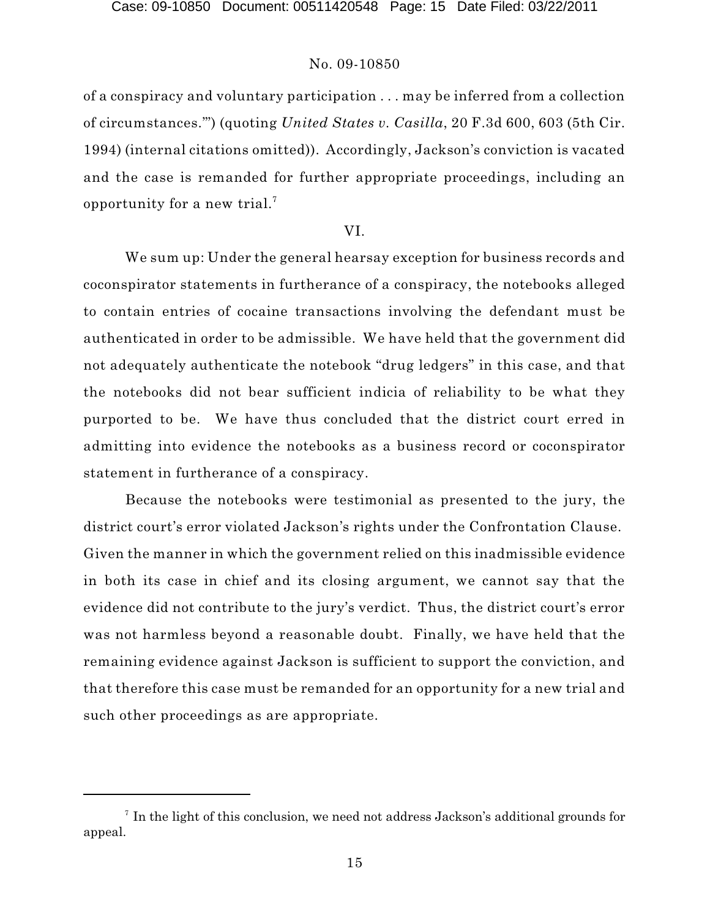of a conspiracy and voluntary participation . . . may be inferred from a collection of circumstances.'") (quoting *United States v. Casilla*, 20 F.3d 600, 603 (5th Cir. 1994) (internal citations omitted)). Accordingly, Jackson's conviction is vacated and the case is remanded for further appropriate proceedings, including an opportunity for a new trial.[7]

## VI.

We sum up: Under the general hearsay exception for business records and coconspirator statements in furtherance of a conspiracy, the notebooks alleged to contain entries of cocaine transactions involving the defendant must be authenticated in order to be admissible. We have held that the government did not adequately authenticate the notebook "drug ledgers" in this case, and that the notebooks did not bear sufficient indicia of reliability to be what they purported to be. We have thus concluded that the district court erred in admitting into evidence the notebooks as a business record or coconspirator statement in furtherance of a conspiracy.

Because the notebooks were testimonial as presented to the jury, the district court's error violated Jackson's rights under the Confrontation Clause. Given the manner in which the government relied on this inadmissible evidence in both its case in chief and its closing argument, we cannot say that the evidence did not contribute to the jury's verdict. Thus, the district court's error was not harmless beyond a reasonable doubt. Finally, we have held that the remaining evidence against Jackson is sufficient to support the conviction, and that therefore this case must be remanded for an opportunity for a new trial and such other proceedings as are appropriate.

---

[7] In the light of this conclusion, we need not address Jackson's additional grounds for appeal.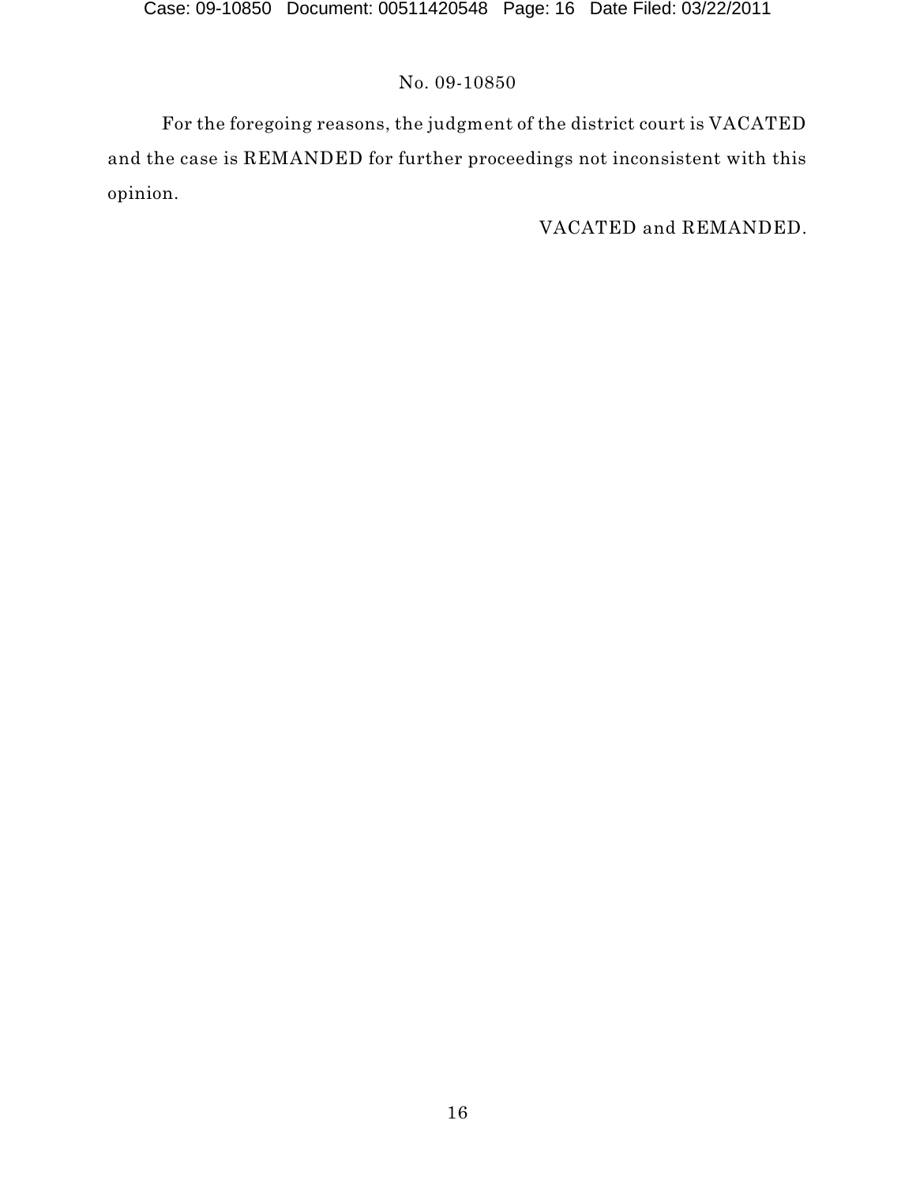For the foregoing reasons, the judgment of the district court is VACATED and the case is REMANDED for further proceedings not inconsistent with this opinion.

VACATED and REMANDED.